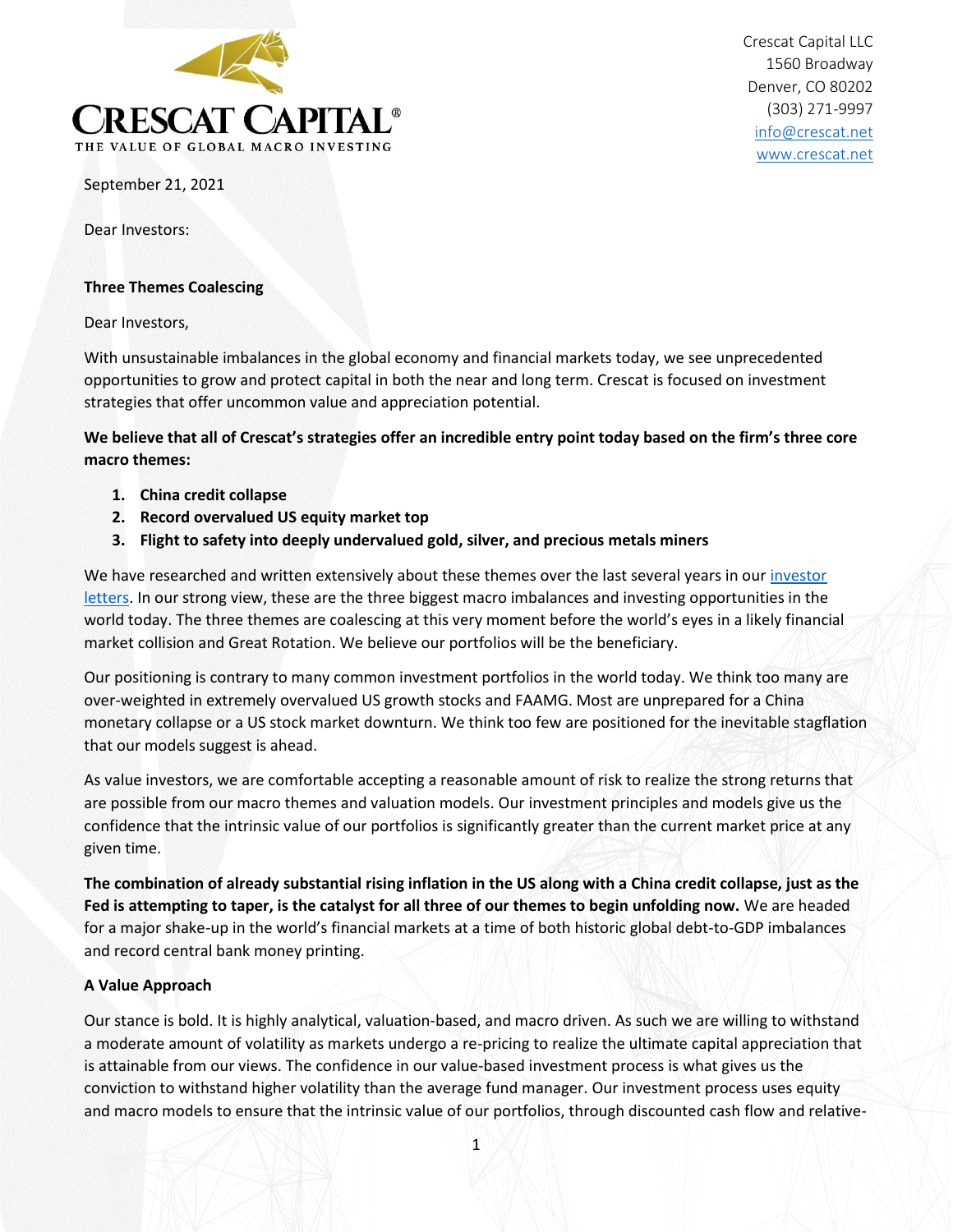**CRESCAT CAPITAL**®
THE VALUE OF GLOBAL MACRO INVESTING

Crescat Capital LLC
1560 Broadway
Denver, CO 80202
(303) 271-9997
info@crescat.net
www.crescat.net

September 21, 2021

Dear Investors:

## Three Themes Coalescing

Dear Investors,

With unsustainable imbalances in the global economy and financial markets today, we see unprecedented opportunities to grow and protect capital in both the near and long term. Crescat is focused on investment strategies that offer uncommon value and appreciation potential.

**We believe that all of Crescat's strategies offer an incredible entry point today based on the firm's three core macro themes:**

1. **China credit collapse**
2. **Record overvalued US equity market top**
3. **Flight to safety into deeply undervalued gold, silver, and precious metals miners**

We have researched and written extensively about these themes over the last several years in our investor letters. In our strong view, these are the three biggest macro imbalances and investing opportunities in the world today. The three themes are coalescing at this very moment before the world's eyes in a likely financial market collision and Great Rotation. We believe our portfolios will be the beneficiary.

Our positioning is contrary to many common investment portfolios in the world today. We think too many are over-weighted in extremely overvalued US growth stocks and FAAMG. Most are unprepared for a China monetary collapse or a US stock market downturn. We think too few are positioned for the inevitable stagflation that our models suggest is ahead.

As value investors, we are comfortable accepting a reasonable amount of risk to realize the strong returns that are possible from our macro themes and valuation models. Our investment principles and models give us the confidence that the intrinsic value of our portfolios is significantly greater than the current market price at any given time.

**The combination of already substantial rising inflation in the US along with a China credit collapse, just as the Fed is attempting to taper, is the catalyst for all three of our themes to begin unfolding now.** We are headed for a major shake-up in the world's financial markets at a time of both historic global debt-to-GDP imbalances and record central bank money printing.

## A Value Approach

Our stance is bold. It is highly analytical, valuation-based, and macro driven. As such we are willing to withstand a moderate amount of volatility as markets undergo a re-pricing to realize the ultimate capital appreciation that is attainable from our views. The confidence in our value-based investment process is what gives us the conviction to withstand higher volatility than the average fund manager. Our investment process uses equity and macro models to ensure that the intrinsic value of our portfolios, through discounted cash flow and relative-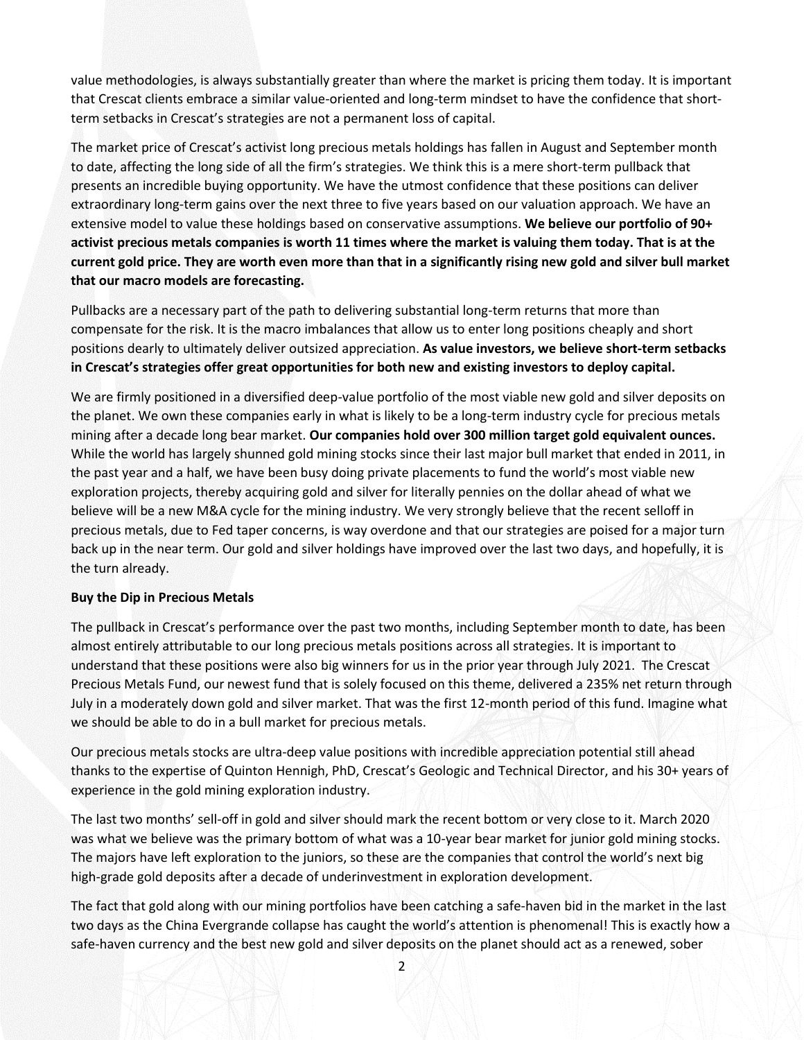value methodologies, is always substantially greater than where the market is pricing them today. It is important that Crescat clients embrace a similar value-oriented and long-term mindset to have the confidence that short-term setbacks in Crescat's strategies are not a permanent loss of capital.

The market price of Crescat's activist long precious metals holdings has fallen in August and September month to date, affecting the long side of all the firm's strategies. We think this is a mere short-term pullback that presents an incredible buying opportunity. We have the utmost confidence that these positions can deliver extraordinary long-term gains over the next three to five years based on our valuation approach. We have an extensive model to value these holdings based on conservative assumptions. **We believe our portfolio of 90+ activist precious metals companies is worth 11 times where the market is valuing them today. That is at the current gold price. They are worth even more than that in a significantly rising new gold and silver bull market that our macro models are forecasting.**

Pullbacks are a necessary part of the path to delivering substantial long-term returns that more than compensate for the risk. It is the macro imbalances that allow us to enter long positions cheaply and short positions dearly to ultimately deliver outsized appreciation. **As value investors, we believe short-term setbacks in Crescat's strategies offer great opportunities for both new and existing investors to deploy capital.**

We are firmly positioned in a diversified deep-value portfolio of the most viable new gold and silver deposits on the planet. We own these companies early in what is likely to be a long-term industry cycle for precious metals mining after a decade long bear market. **Our companies hold over 300 million target gold equivalent ounces.** While the world has largely shunned gold mining stocks since their last major bull market that ended in 2011, in the past year and a half, we have been busy doing private placements to fund the world's most viable new exploration projects, thereby acquiring gold and silver for literally pennies on the dollar ahead of what we believe will be a new M&A cycle for the mining industry. We very strongly believe that the recent selloff in precious metals, due to Fed taper concerns, is way overdone and that our strategies are poised for a major turn back up in the near term. Our gold and silver holdings have improved over the last two days, and hopefully, it is the turn already.

**Buy the Dip in Precious Metals**

The pullback in Crescat's performance over the past two months, including September month to date, has been almost entirely attributable to our long precious metals positions across all strategies. It is important to understand that these positions were also big winners for us in the prior year through July 2021. The Crescat Precious Metals Fund, our newest fund that is solely focused on this theme, delivered a 235% net return through July in a moderately down gold and silver market. That was the first 12-month period of this fund. Imagine what we should be able to do in a bull market for precious metals.

Our precious metals stocks are ultra-deep value positions with incredible appreciation potential still ahead thanks to the expertise of Quinton Hennigh, PhD, Crescat's Geologic and Technical Director, and his 30+ years of experience in the gold mining exploration industry.

The last two months' sell-off in gold and silver should mark the recent bottom or very close to it. March 2020 was what we believe was the primary bottom of what was a 10-year bear market for junior gold mining stocks. The majors have left exploration to the juniors, so these are the companies that control the world's next big high-grade gold deposits after a decade of underinvestment in exploration development.

The fact that gold along with our mining portfolios have been catching a safe-haven bid in the market in the last two days as the China Evergrande collapse has caught the world's attention is phenomenal! This is exactly how a safe-haven currency and the best new gold and silver deposits on the planet should act as a renewed, sober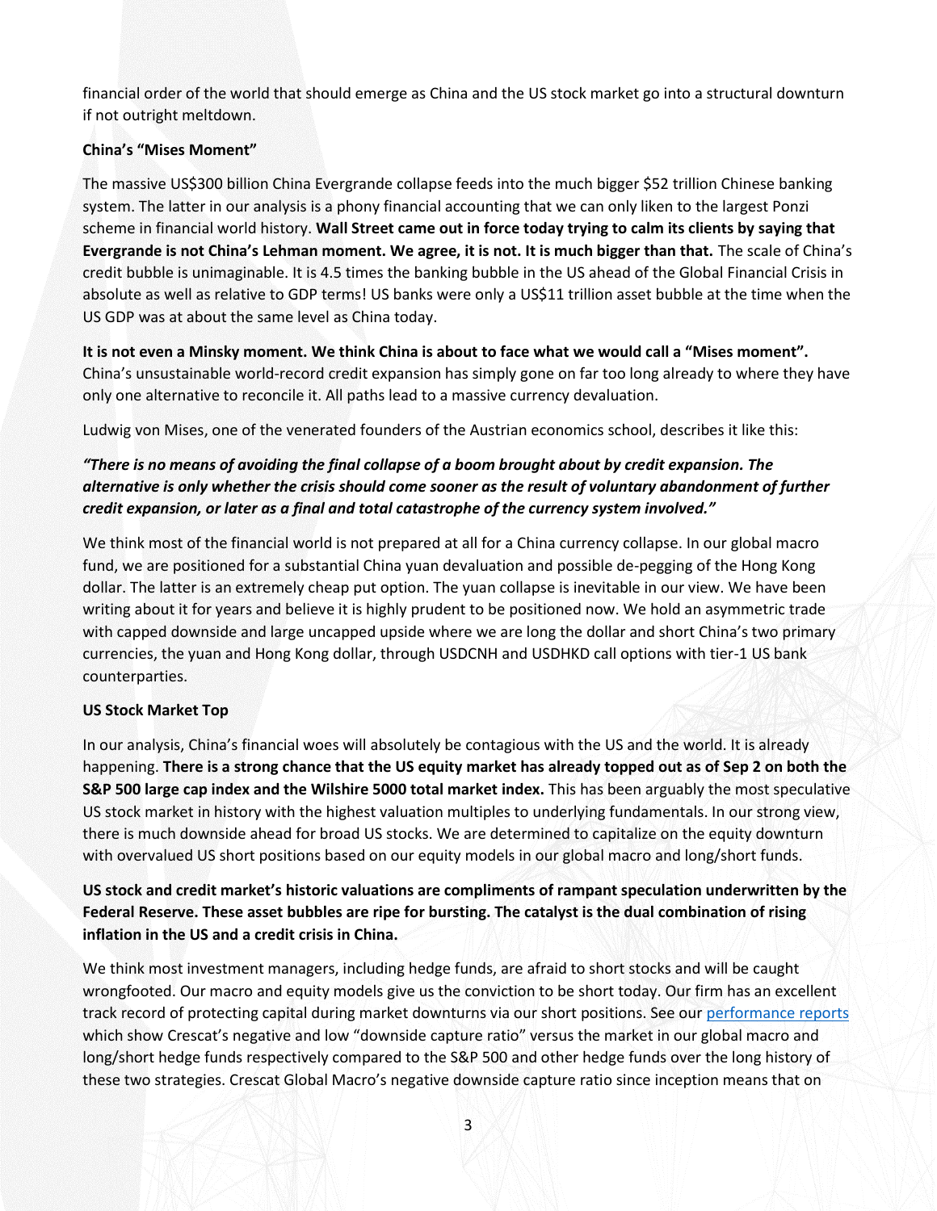financial order of the world that should emerge as China and the US stock market go into a structural downturn if not outright meltdown.

### China's "Mises Moment"

The massive US$300 billion China Evergrande collapse feeds into the much bigger $52 trillion Chinese banking system. The latter in our analysis is a phony financial accounting that we can only liken to the largest Ponzi scheme in financial world history. **Wall Street came out in force today trying to calm its clients by saying that Evergrande is not China's Lehman moment. We agree, it is not. It is much bigger than that.** The scale of China's credit bubble is unimaginable. It is 4.5 times the banking bubble in the US ahead of the Global Financial Crisis in absolute as well as relative to GDP terms! US banks were only a US$11 trillion asset bubble at the time when the US GDP was at about the same level as China today.

**It is not even a Minsky moment. We think China is about to face what we would call a "Mises moment".** China's unsustainable world-record credit expansion has simply gone on far too long already to where they have only one alternative to reconcile it. All paths lead to a massive currency devaluation.

Ludwig von Mises, one of the venerated founders of the Austrian economics school, describes it like this:

***"There is no means of avoiding the final collapse of a boom brought about by credit expansion. The alternative is only whether the crisis should come sooner as the result of voluntary abandonment of further credit expansion, or later as a final and total catastrophe of the currency system involved."***

We think most of the financial world is not prepared at all for a China currency collapse. In our global macro fund, we are positioned for a substantial China yuan devaluation and possible de-pegging of the Hong Kong dollar. The latter is an extremely cheap put option. The yuan collapse is inevitable in our view. We have been writing about it for years and believe it is highly prudent to be positioned now. We hold an asymmetric trade with capped downside and large uncapped upside where we are long the dollar and short China's two primary currencies, the yuan and Hong Kong dollar, through USDCNH and USDHKD call options with tier-1 US bank counterparties.

### US Stock Market Top

In our analysis, China's financial woes will absolutely be contagious with the US and the world. It is already happening. **There is a strong chance that the US equity market has already topped out as of Sep 2 on both the S&P 500 large cap index and the Wilshire 5000 total market index.** This has been arguably the most speculative US stock market in history with the highest valuation multiples to underlying fundamentals. In our strong view, there is much downside ahead for broad US stocks. We are determined to capitalize on the equity downturn with overvalued US short positions based on our equity models in our global macro and long/short funds.

**US stock and credit market's historic valuations are compliments of rampant speculation underwritten by the Federal Reserve. These asset bubbles are ripe for bursting. The catalyst is the dual combination of rising inflation in the US and a credit crisis in China.**

We think most investment managers, including hedge funds, are afraid to short stocks and will be caught wrongfooted. Our macro and equity models give us the conviction to be short today. Our firm has an excellent track record of protecting capital during market downturns via our short positions. See our [performance reports](performance reports) which show Crescat's negative and low "downside capture ratio" versus the market in our global macro and long/short hedge funds respectively compared to the S&P 500 and other hedge funds over the long history of these two strategies. Crescat Global Macro's negative downside capture ratio since inception means that on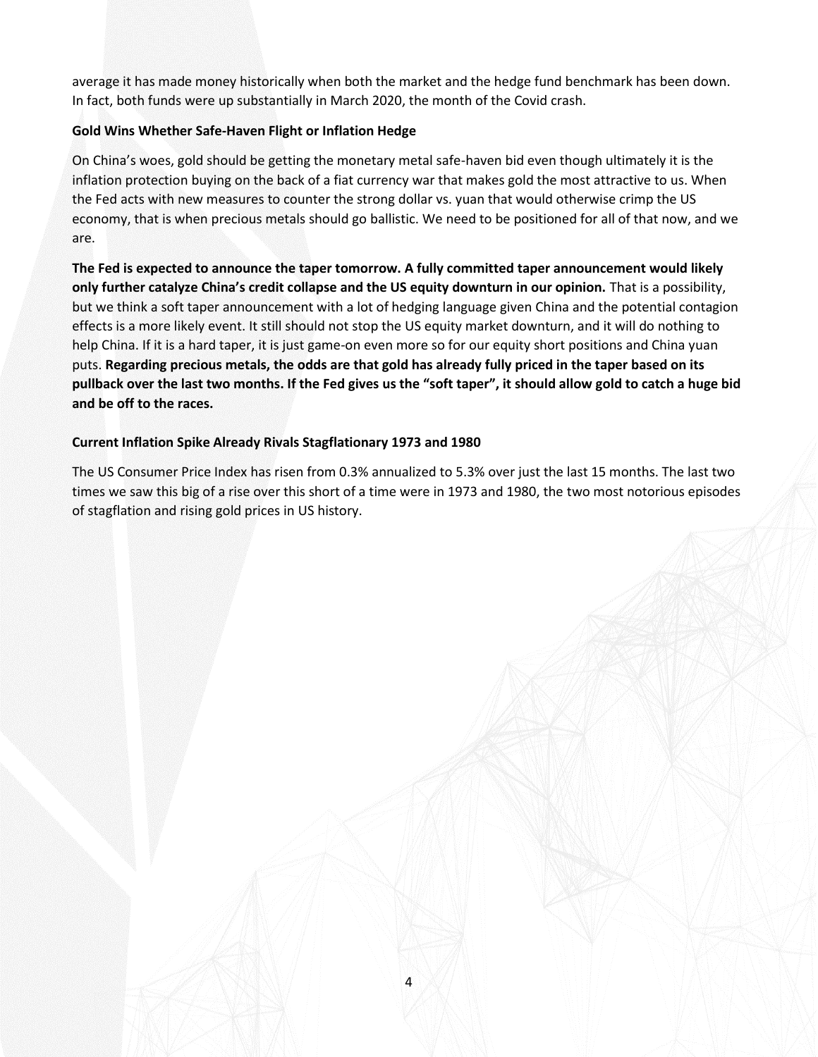average it has made money historically when both the market and the hedge fund benchmark has been down. In fact, both funds were up substantially in March 2020, the month of the Covid crash.

**Gold Wins Whether Safe-Haven Flight or Inflation Hedge**

On China's woes, gold should be getting the monetary metal safe-haven bid even though ultimately it is the inflation protection buying on the back of a fiat currency war that makes gold the most attractive to us. When the Fed acts with new measures to counter the strong dollar vs. yuan that would otherwise crimp the US economy, that is when precious metals should go ballistic. We need to be positioned for all of that now, and we are.

**The Fed is expected to announce the taper tomorrow. A fully committed taper announcement would likely only further catalyze China's credit collapse and the US equity downturn in our opinion.** That is a possibility, but we think a soft taper announcement with a lot of hedging language given China and the potential contagion effects is a more likely event. It still should not stop the US equity market downturn, and it will do nothing to help China. If it is a hard taper, it is just game-on even more so for our equity short positions and China yuan puts. **Regarding precious metals, the odds are that gold has already fully priced in the taper based on its pullback over the last two months. If the Fed gives us the "soft taper", it should allow gold to catch a huge bid and be off to the races.**

**Current Inflation Spike Already Rivals Stagflationary 1973 and 1980**

The US Consumer Price Index has risen from 0.3% annualized to 5.3% over just the last 15 months. The last two times we saw this big of a rise over this short of a time were in 1973 and 1980, the two most notorious episodes of stagflation and rising gold prices in US history.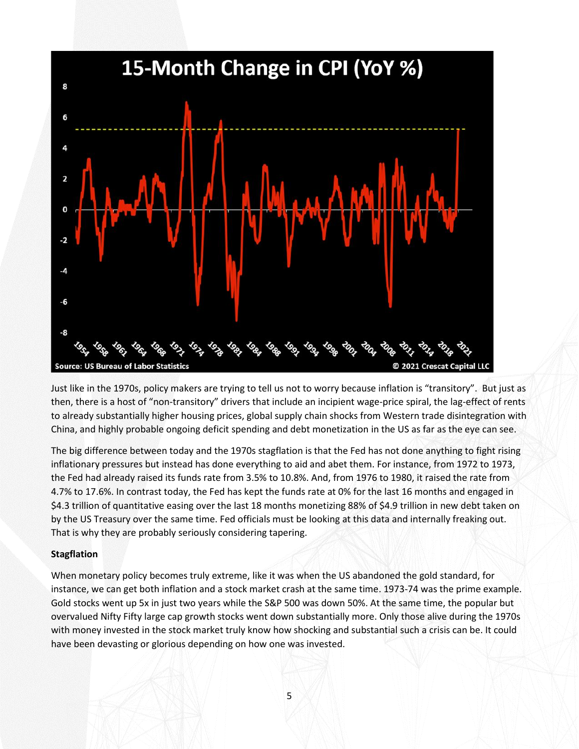Just like in the 1970s, policy makers are trying to tell us not to worry because inflation is "transitory". But just as then, there is a host of "non-transitory" drivers that include an incipient wage-price spiral, the lag-effect of rents to already substantially higher housing prices, global supply chain shocks from Western trade disintegration with China, and highly probable ongoing deficit spending and debt monetization in the US as far as the eye can see.

The big difference between today and the 1970s stagflation is that the Fed has not done anything to fight rising inflationary pressures but instead has done everything to aid and abet them. For instance, from 1972 to 1973, the Fed had already raised its funds rate from 3.5% to 10.8%. And, from 1976 to 1980, it raised the rate from 4.7% to 17.6%. In contrast today, the Fed has kept the funds rate at 0% for the last 16 months and engaged in $4.3 trillion of quantitative easing over the last 18 months monetizing 88% of $4.9 trillion in new debt taken on by the US Treasury over the same time. Fed officials must be looking at this data and internally freaking out. That is why they are probably seriously considering tapering.

**Stagflation**

When monetary policy becomes truly extreme, like it was when the US abandoned the gold standard, for instance, we can get both inflation and a stock market crash at the same time. 1973-74 was the prime example. Gold stocks went up 5x in just two years while the S&P 500 was down 50%. At the same time, the popular but overvalued Nifty Fifty large cap growth stocks went down substantially more. Only those alive during the 1970s with money invested in the stock market truly know how shocking and substantial such a crisis can be. It could have been devasting or glorious depending on how one was invested.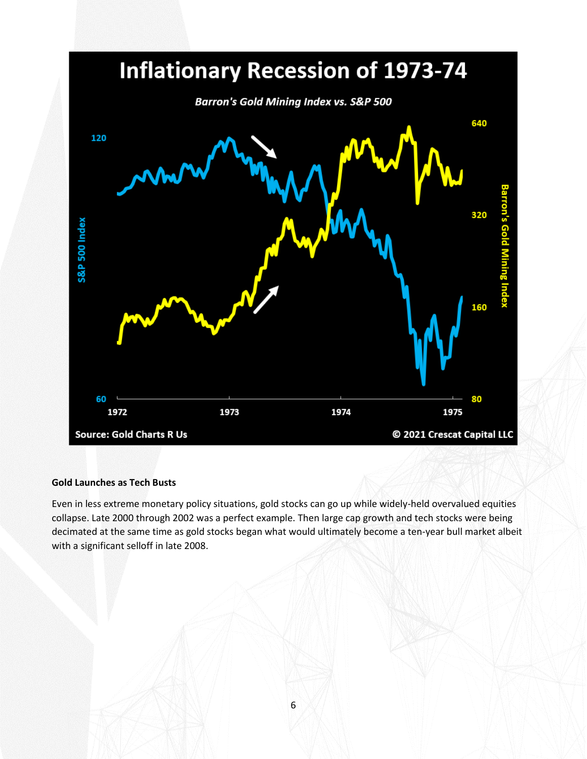**Inflationary Recession of 1973-74**

*Barron's Gold Mining Index vs. S&P 500*

Source: Gold Charts R Us

© 2021 Crescat Capital LLC

**Gold Launches as Tech Busts**

Even in less extreme monetary policy situations, gold stocks can go up while widely-held overvalued equities collapse. Late 2000 through 2002 was a perfect example. Then large cap growth and tech stocks were being decimated at the same time as gold stocks began what would ultimately become a ten-year bull market albeit with a significant selloff in late 2008.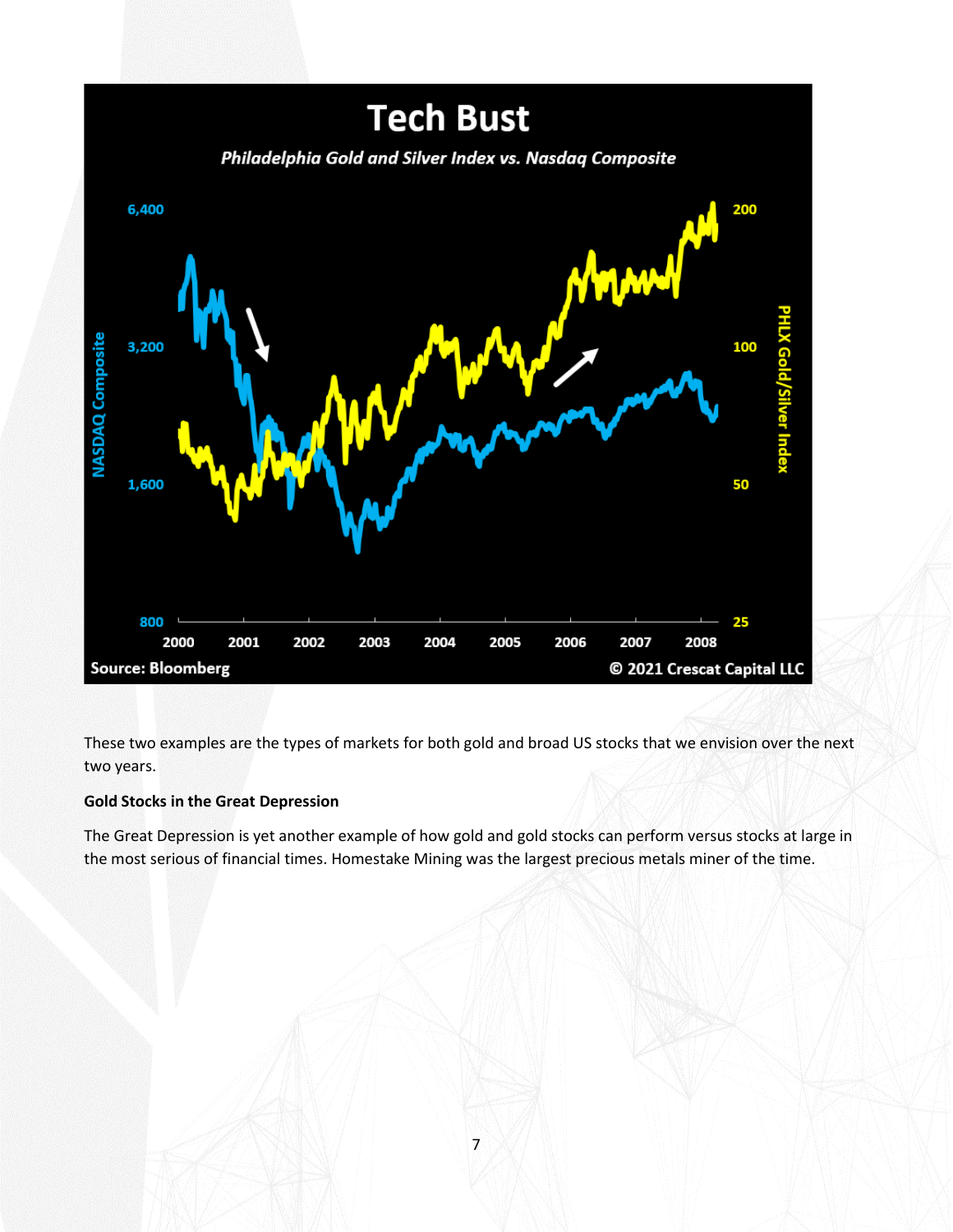These two examples are the types of markets for both gold and broad US stocks that we envision over the next two years.

**Gold Stocks in the Great Depression**

The Great Depression is yet another example of how gold and gold stocks can perform versus stocks at large in the most serious of financial times. Homestake Mining was the largest precious metals miner of the time.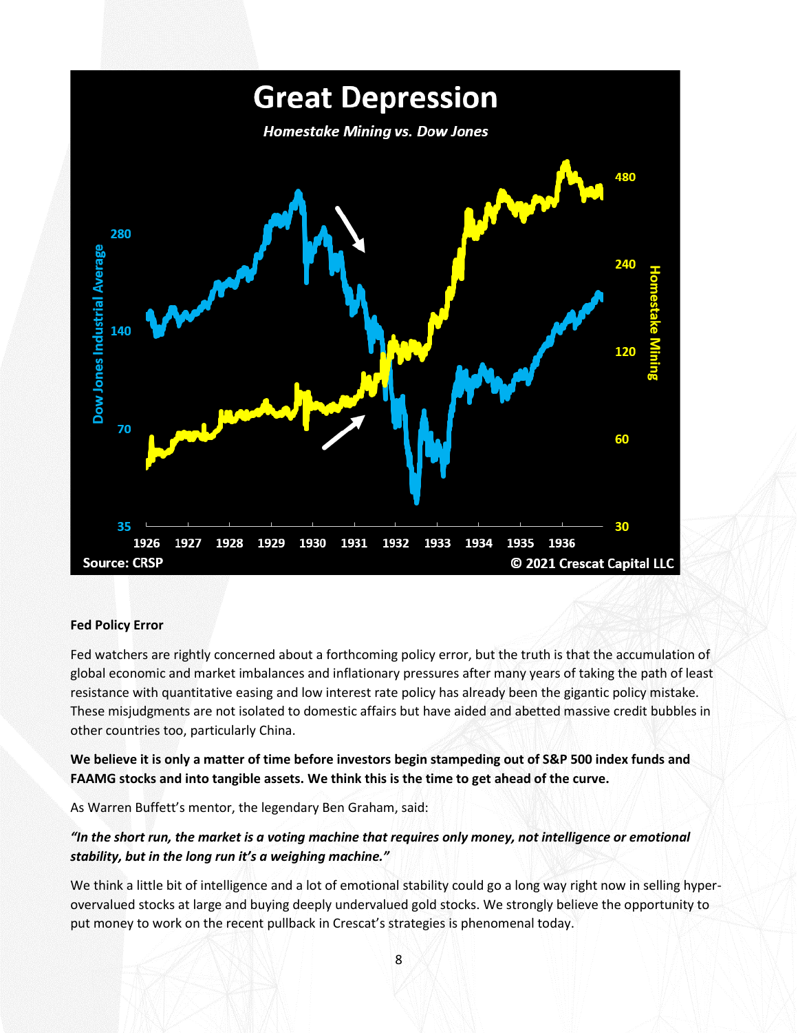Great Depression

*Homestake Mining vs. Dow Jones*

Source: CRSP © 2021 Crescat Capital LLC

**Fed Policy Error**

Fed watchers are rightly concerned about a forthcoming policy error, but the truth is that the accumulation of global economic and market imbalances and inflationary pressures after many years of taking the path of least resistance with quantitative easing and low interest rate policy has already been the gigantic policy mistake. These misjudgments are not isolated to domestic affairs but have aided and abetted massive credit bubbles in other countries too, particularly China.

**We believe it is only a matter of time before investors begin stampeding out of S&P 500 index funds and FAAMG stocks and into tangible assets. We think this is the time to get ahead of the curve.**

As Warren Buffett's mentor, the legendary Ben Graham, said:

***"In the short run, the market is a voting machine that requires only money, not intelligence or emotional stability, but in the long run it's a weighing machine."***

We think a little bit of intelligence and a lot of emotional stability could go a long way right now in selling hyper-overvalued stocks at large and buying deeply undervalued gold stocks. We strongly believe the opportunity to put money to work on the recent pullback in Crescat's strategies is phenomenal today.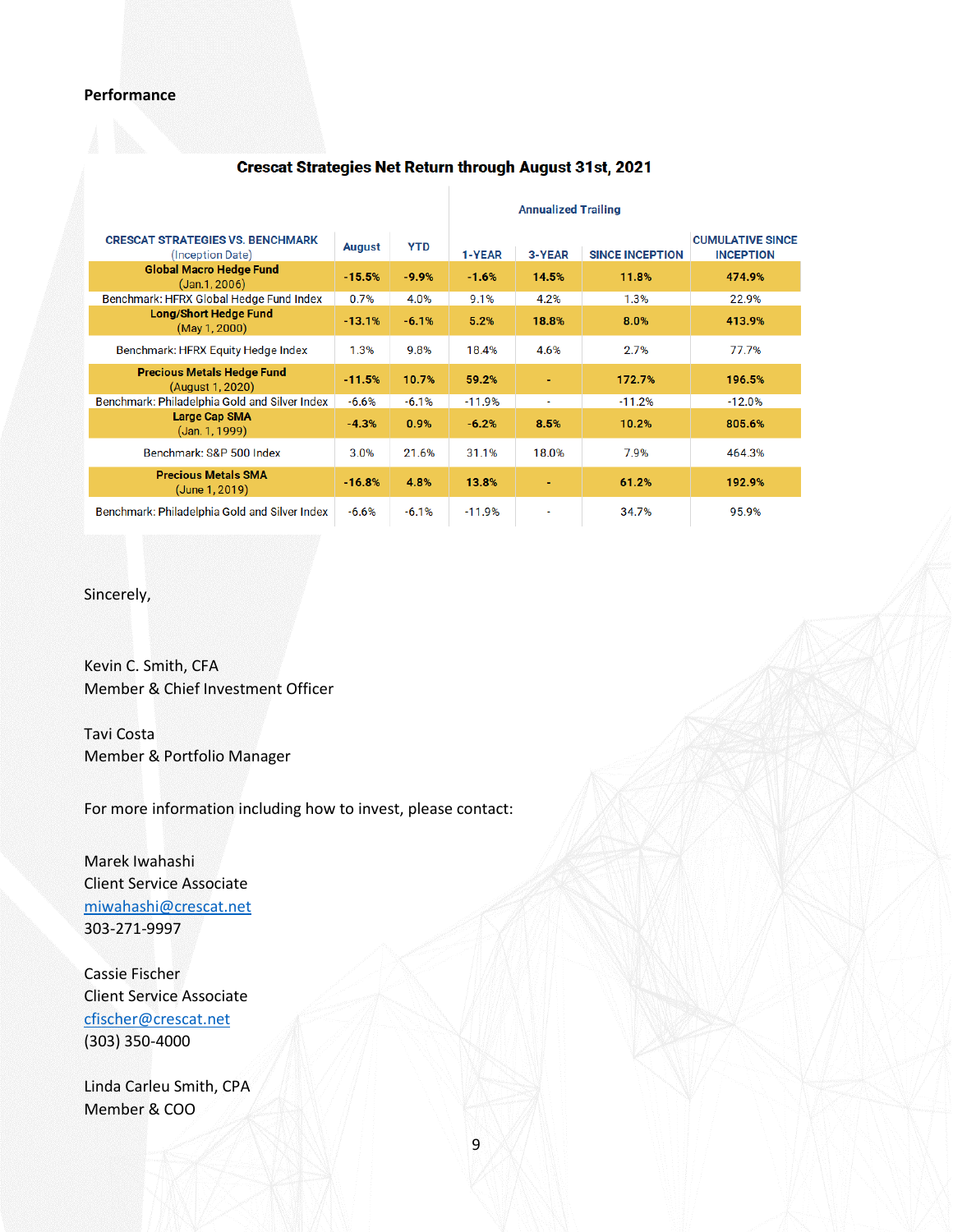**Performance**

**Crescat Strategies Net Return through August 31st, 2021**

| CRESCAT STRATEGIES VS. BENCHMARK (Inception Date) | August | YTD | Annualized Trailing 1-YEAR | 3-YEAR | SINCE INCEPTION | CUMULATIVE SINCE INCEPTION |
|---|---|---|---|---|---|---|
| **Global Macro Hedge Fund** (Jan.1, 2006) | **-15.5%** | **-9.9%** | **-1.6%** | **14.5%** | **11.8%** | **474.9%** |
| Benchmark: HFRX Global Hedge Fund Index | 0.7% | 4.0% | 9.1% | 4.2% | 1.3% | 22.9% |
| **Long/Short Hedge Fund** (May 1, 2000) | **-13.1%** | **-6.1%** | **5.2%** | **18.8%** | **8.0%** | **413.9%** |
| Benchmark: HFRX Equity Hedge Index | 1.3% | 9.8% | 18.4% | 4.6% | 2.7% | 77.7% |
| **Precious Metals Hedge Fund** (August 1, 2020) | **-11.5%** | **10.7%** | **59.2%** | **-** | **172.7%** | **196.5%** |
| Benchmark: Philadelphia Gold and Silver Index | -6.6% | -6.1% | -11.9% | - | -11.2% | -12.0% |
| **Large Cap SMA** (Jan. 1, 1999) | **-4.3%** | **0.9%** | **-6.2%** | **8.5%** | **10.2%** | **805.6%** |
| Benchmark: S&P 500 Index | 3.0% | 21.6% | 31.1% | 18.0% | 7.9% | 464.3% |
| **Precious Metals SMA** (June 1, 2019) | **-16.8%** | **4.8%** | **13.8%** | **-** | **61.2%** | **192.9%** |
| Benchmark: Philadelphia Gold and Silver Index | -6.6% | -6.1% | -11.9% | - | 34.7% | 95.9% |

Sincerely,

Kevin C. Smith, CFA
Member & Chief Investment Officer

Tavi Costa
Member & Portfolio Manager

For more information including how to invest, please contact:

Marek Iwahashi
Client Service Associate
miwahashi@crescat.net
303-271-9997

Cassie Fischer
Client Service Associate
cfischer@crescat.net
(303) 350-4000

Linda Carleu Smith, CPA
Member & COO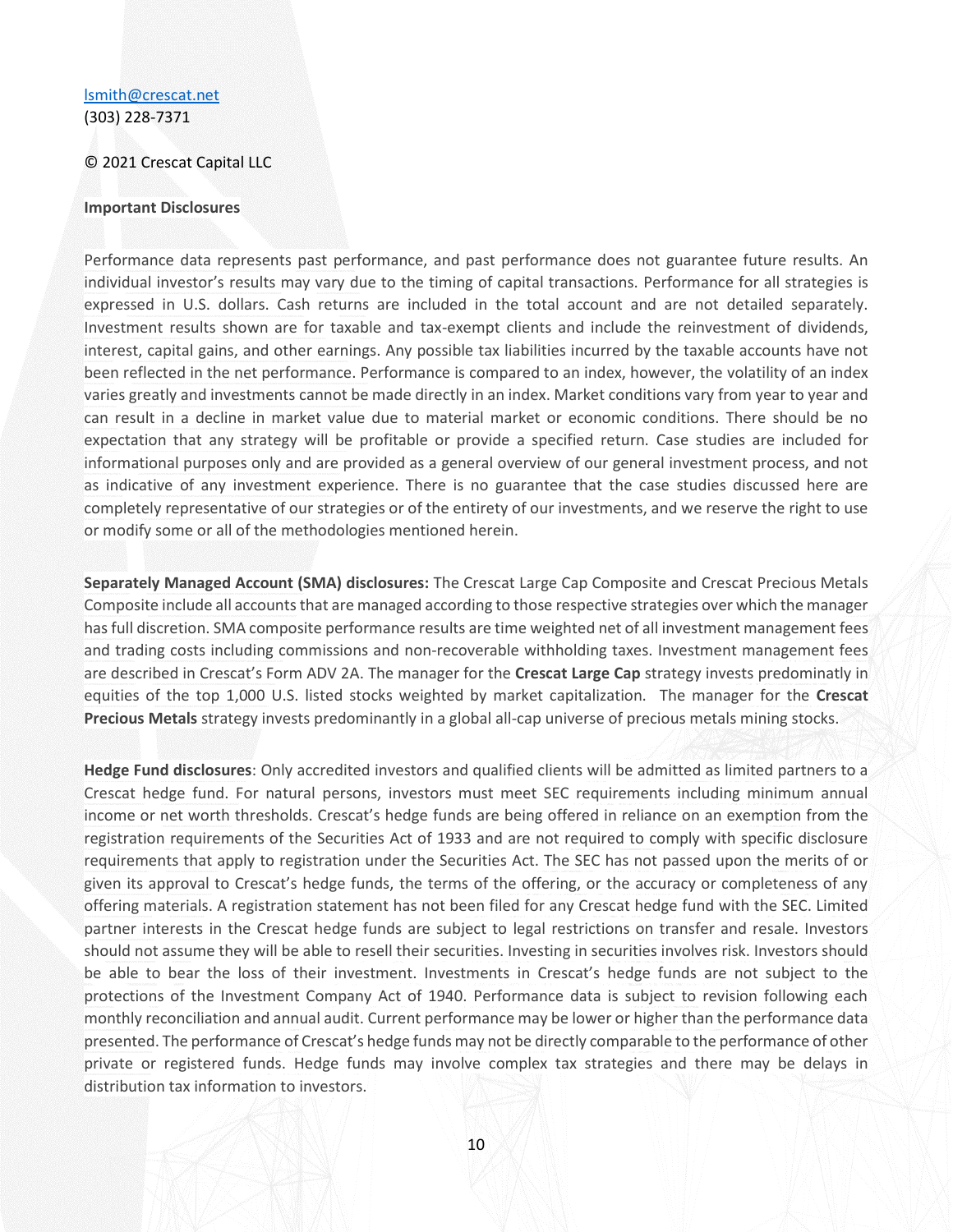[lsmith@crescat.net](mailto:lsmith@crescat.net)
(303) 228-7371

© 2021 Crescat Capital LLC

**Important Disclosures**

Performance data represents past performance, and past performance does not guarantee future results. An individual investor's results may vary due to the timing of capital transactions. Performance for all strategies is expressed in U.S. dollars. Cash returns are included in the total account and are not detailed separately. Investment results shown are for taxable and tax-exempt clients and include the reinvestment of dividends, interest, capital gains, and other earnings. Any possible tax liabilities incurred by the taxable accounts have not been reflected in the net performance. Performance is compared to an index, however, the volatility of an index varies greatly and investments cannot be made directly in an index. Market conditions vary from year to year and can result in a decline in market value due to material market or economic conditions. There should be no expectation that any strategy will be profitable or provide a specified return. Case studies are included for informational purposes only and are provided as a general overview of our general investment process, and not as indicative of any investment experience. There is no guarantee that the case studies discussed here are completely representative of our strategies or of the entirety of our investments, and we reserve the right to use or modify some or all of the methodologies mentioned herein.

**Separately Managed Account (SMA) disclosures:** The Crescat Large Cap Composite and Crescat Precious Metals Composite include all accounts that are managed according to those respective strategies over which the manager has full discretion. SMA composite performance results are time weighted net of all investment management fees and trading costs including commissions and non-recoverable withholding taxes. Investment management fees are described in Crescat's Form ADV 2A. The manager for the **Crescat Large Cap** strategy invests predominately in equities of the top 1,000 U.S. listed stocks weighted by market capitalization. The manager for the **Crescat Precious Metals** strategy invests predominantly in a global all-cap universe of precious metals mining stocks.

**Hedge Fund disclosures**: Only accredited investors and qualified clients will be admitted as limited partners to a Crescat hedge fund. For natural persons, investors must meet SEC requirements including minimum annual income or net worth thresholds. Crescat's hedge funds are being offered in reliance on an exemption from the registration requirements of the Securities Act of 1933 and are not required to comply with specific disclosure requirements that apply to registration under the Securities Act. The SEC has not passed upon the merits of or given its approval to Crescat's hedge funds, the terms of the offering, or the accuracy or completeness of any offering materials. A registration statement has not been filed for any Crescat hedge fund with the SEC. Limited partner interests in the Crescat hedge funds are subject to legal restrictions on transfer and resale. Investors should not assume they will be able to resell their securities. Investing in securities involves risk. Investors should be able to bear the loss of their investment. Investments in Crescat's hedge funds are not subject to the protections of the Investment Company Act of 1940. Performance data is subject to revision following each monthly reconciliation and annual audit. Current performance may be lower or higher than the performance data presented. The performance of Crescat's hedge funds may not be directly comparable to the performance of other private or registered funds. Hedge funds may involve complex tax strategies and there may be delays in distribution tax information to investors.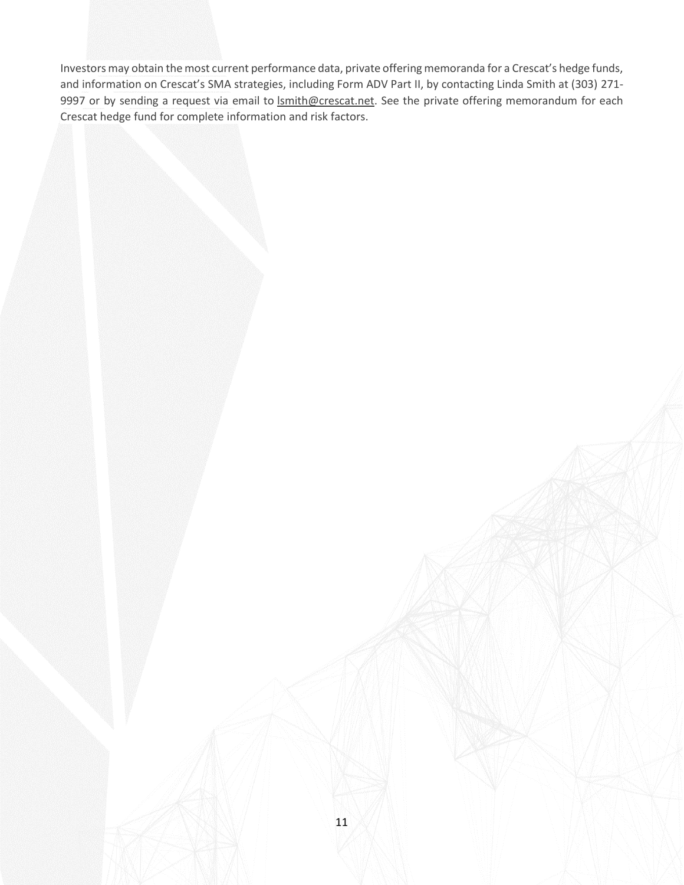Investors may obtain the most current performance data, private offering memoranda for a Crescat's hedge funds, and information on Crescat's SMA strategies, including Form ADV Part II, by contacting Linda Smith at (303) 271-9997 or by sending a request via email to lsmith@crescat.net. See the private offering memorandum for each Crescat hedge fund for complete information and risk factors.